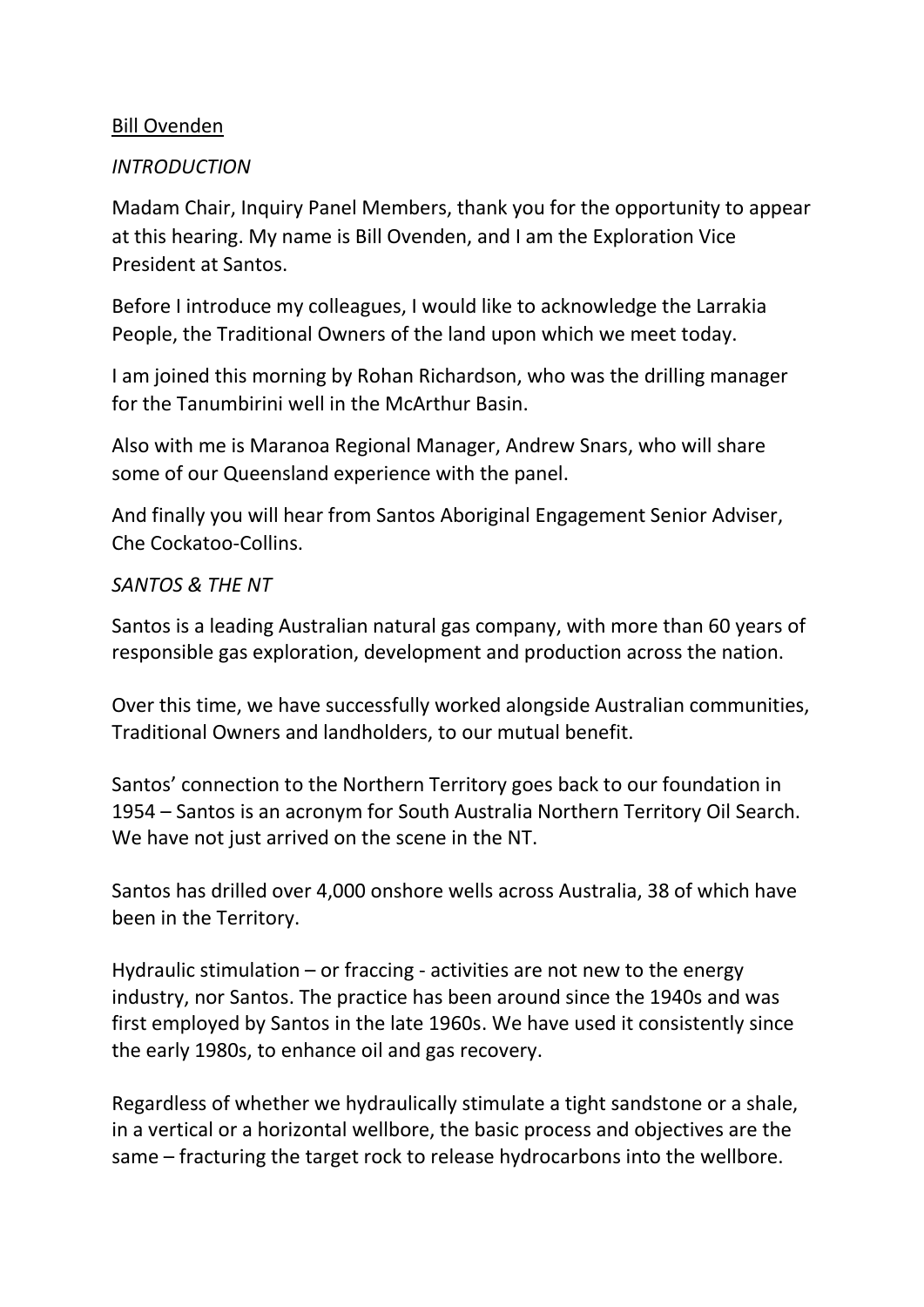<u>Bill Ovenden</u>

*INTRODUCTION*

Madam Chair, Inquiry Panel Members, thank you for the opportunity to appear at this hearing. My name is Bill Ovenden, and I am the Exploration Vice President at Santos.

Before I introduce my colleagues, I would like to acknowledge the Larrakia People, the Traditional Owners of the land upon which we meet today.

I am joined this morning by Rohan Richardson, who was the drilling manager for the Tanumbirini well in the McArthur Basin.

Also with me is Maranoa Regional Manager, Andrew Snars, who will share some of our Queensland experience with the panel.

And finally you will hear from Santos Aboriginal Engagement Senior Adviser, Che Cockatoo-Collins.

*SANTOS & THE NT*

Santos is a leading Australian natural gas company, with more than 60 years of responsible gas exploration, development and production across the nation.

Over this time, we have successfully worked alongside Australian communities, Traditional Owners and landholders, to our mutual benefit.

Santos' connection to the Northern Territory goes back to our foundation in 1954 – Santos is an acronym for South Australia Northern Territory Oil Search. We have not just arrived on the scene in the NT.

Santos has drilled over 4,000 onshore wells across Australia, 38 of which have been in the Territory.

Hydraulic stimulation – or fraccing - activities are not new to the energy industry, nor Santos. The practice has been around since the 1940s and was first employed by Santos in the late 1960s. We have used it consistently since the early 1980s, to enhance oil and gas recovery.

Regardless of whether we hydraulically stimulate a tight sandstone or a shale, in a vertical or a horizontal wellbore, the basic process and objectives are the same – fracturing the target rock to release hydrocarbons into the wellbore.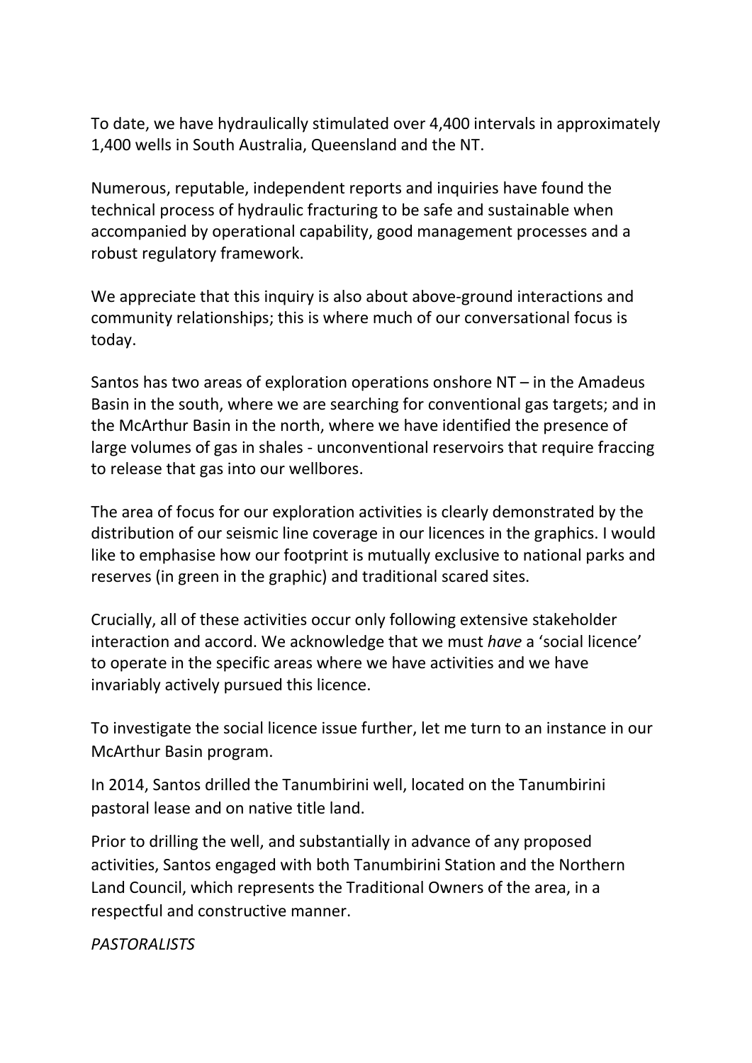To date, we have hydraulically stimulated over 4,400 intervals in approximately 1,400 wells in South Australia, Queensland and the NT.

Numerous, reputable, independent reports and inquiries have found the technical process of hydraulic fracturing to be safe and sustainable when accompanied by operational capability, good management processes and a robust regulatory framework.

We appreciate that this inquiry is also about above-ground interactions and community relationships; this is where much of our conversational focus is today.

Santos has two areas of exploration operations onshore NT – in the Amadeus Basin in the south, where we are searching for conventional gas targets; and in the McArthur Basin in the north, where we have identified the presence of large volumes of gas in shales - unconventional reservoirs that require fraccing to release that gas into our wellbores.

The area of focus for our exploration activities is clearly demonstrated by the distribution of our seismic line coverage in our licences in the graphics. I would like to emphasise how our footprint is mutually exclusive to national parks and reserves (in green in the graphic) and traditional scared sites.

Crucially, all of these activities occur only following extensive stakeholder interaction and accord. We acknowledge that we must *have* a 'social licence' to operate in the specific areas where we have activities and we have invariably actively pursued this licence.

To investigate the social licence issue further, let me turn to an instance in our McArthur Basin program.

In 2014, Santos drilled the Tanumbirini well, located on the Tanumbirini pastoral lease and on native title land.

Prior to drilling the well, and substantially in advance of any proposed activities, Santos engaged with both Tanumbirini Station and the Northern Land Council, which represents the Traditional Owners of the area, in a respectful and constructive manner.

*PASTORALISTS*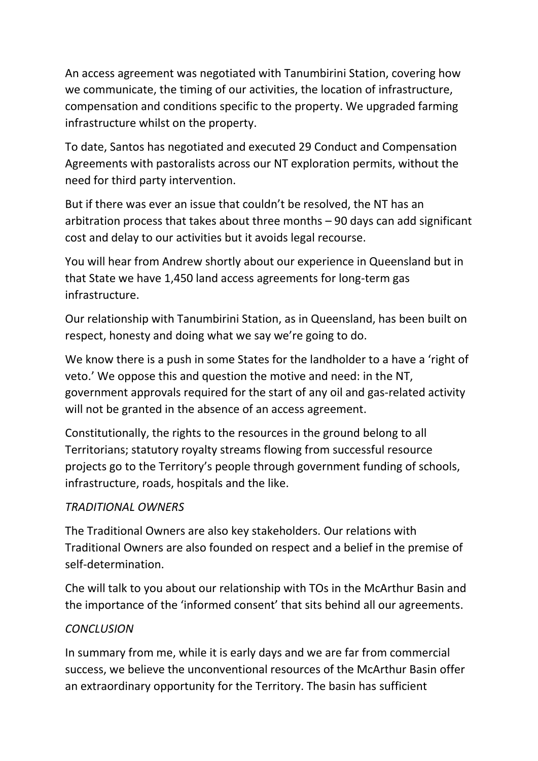An access agreement was negotiated with Tanumbirini Station, covering how we communicate, the timing of our activities, the location of infrastructure, compensation and conditions specific to the property. We upgraded farming infrastructure whilst on the property.

To date, Santos has negotiated and executed 29 Conduct and Compensation Agreements with pastoralists across our NT exploration permits, without the need for third party intervention.

But if there was ever an issue that couldn't be resolved, the NT has an arbitration process that takes about three months – 90 days can add significant cost and delay to our activities but it avoids legal recourse.

You will hear from Andrew shortly about our experience in Queensland but in that State we have 1,450 land access agreements for long-term gas infrastructure.

Our relationship with Tanumbirini Station, as in Queensland, has been built on respect, honesty and doing what we say we're going to do.

We know there is a push in some States for the landholder to a have a 'right of veto.' We oppose this and question the motive and need: in the NT, government approvals required for the start of any oil and gas-related activity will not be granted in the absence of an access agreement.

Constitutionally, the rights to the resources in the ground belong to all Territorians; statutory royalty streams flowing from successful resource projects go to the Territory's people through government funding of schools, infrastructure, roads, hospitals and the like.

*TRADITIONAL OWNERS*

The Traditional Owners are also key stakeholders. Our relations with Traditional Owners are also founded on respect and a belief in the premise of self-determination.

Che will talk to you about our relationship with TOs in the McArthur Basin and the importance of the 'informed consent' that sits behind all our agreements.

*CONCLUSION*

In summary from me, while it is early days and we are far from commercial success, we believe the unconventional resources of the McArthur Basin offer an extraordinary opportunity for the Territory. The basin has sufficient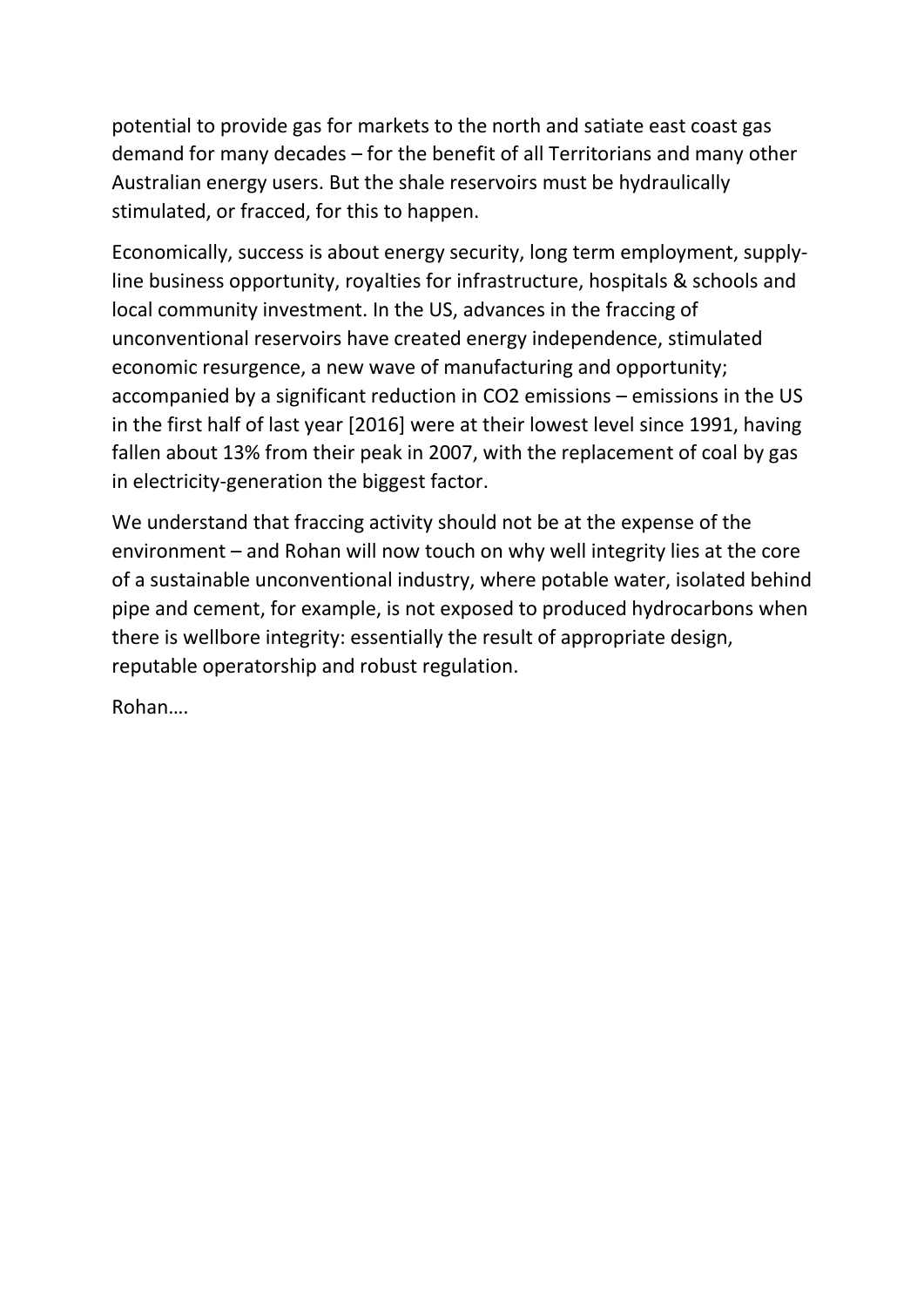potential to provide gas for markets to the north and satiate east coast gas demand for many decades – for the benefit of all Territorians and many other Australian energy users. But the shale reservoirs must be hydraulically stimulated, or fracced, for this to happen.

Economically, success is about energy security, long term employment, supply-line business opportunity, royalties for infrastructure, hospitals & schools and local community investment. In the US, advances in the fraccing of unconventional reservoirs have created energy independence, stimulated economic resurgence, a new wave of manufacturing and opportunity; accompanied by a significant reduction in $CO_2$ emissions – emissions in the US in the first half of last year [2016] were at their lowest level since 1991, having fallen about 13% from their peak in 2007, with the replacement of coal by gas in electricity-generation the biggest factor.

We understand that fraccing activity should not be at the expense of the environment – and Rohan will now touch on why well integrity lies at the core of a sustainable unconventional industry, where potable water, isolated behind pipe and cement, for example, is not exposed to produced hydrocarbons when there is wellbore integrity: essentially the result of appropriate design, reputable operatorship and robust regulation.

Rohan….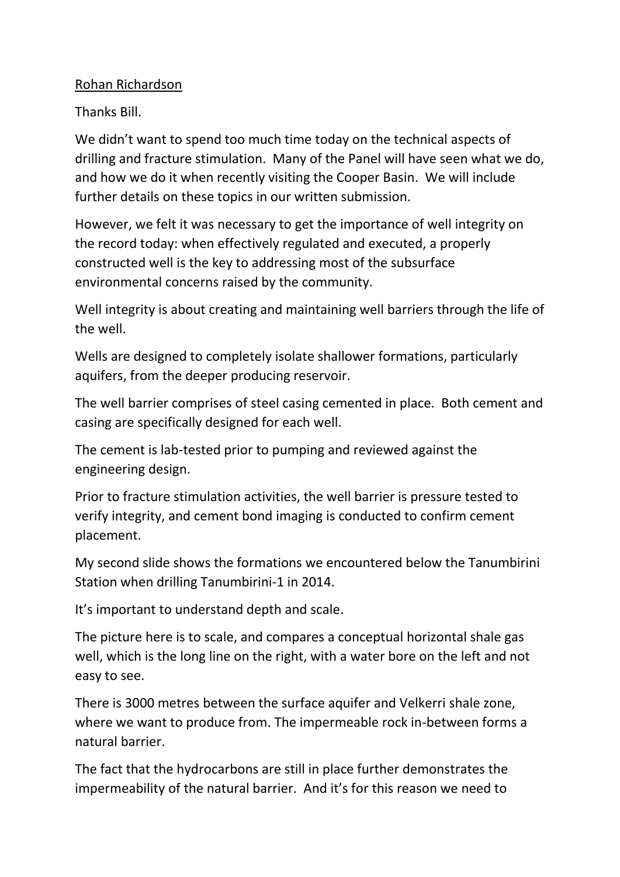<u>Rohan Richardson</u>

Thanks Bill.

We didn't want to spend too much time today on the technical aspects of drilling and fracture stimulation. Many of the Panel will have seen what we do, and how we do it when recently visiting the Cooper Basin. We will include further details on these topics in our written submission.

However, we felt it was necessary to get the importance of well integrity on the record today: when effectively regulated and executed, a properly constructed well is the key to addressing most of the subsurface environmental concerns raised by the community.

Well integrity is about creating and maintaining well barriers through the life of the well.

Wells are designed to completely isolate shallower formations, particularly aquifers, from the deeper producing reservoir.

The well barrier comprises of steel casing cemented in place. Both cement and casing are specifically designed for each well.

The cement is lab-tested prior to pumping and reviewed against the engineering design.

Prior to fracture stimulation activities, the well barrier is pressure tested to verify integrity, and cement bond imaging is conducted to confirm cement placement.

My second slide shows the formations we encountered below the Tanumbirini Station when drilling Tanumbirini-1 in 2014.

It's important to understand depth and scale.

The picture here is to scale, and compares a conceptual horizontal shale gas well, which is the long line on the right, with a water bore on the left and not easy to see.

There is 3000 metres between the surface aquifer and Velkerri shale zone, where we want to produce from. The impermeable rock in-between forms a natural barrier.

The fact that the hydrocarbons are still in place further demonstrates the impermeability of the natural barrier. And it's for this reason we need to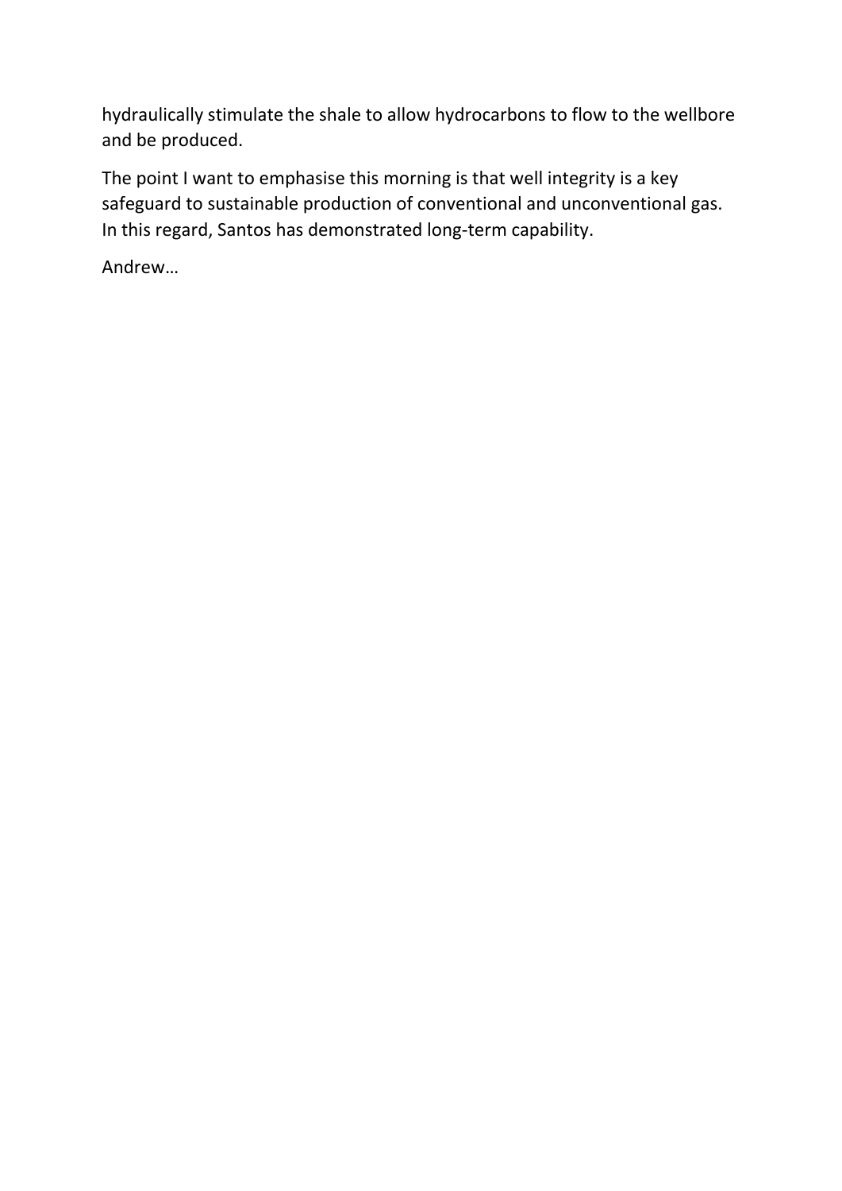hydraulically stimulate the shale to allow hydrocarbons to flow to the wellbore and be produced.

The point I want to emphasise this morning is that well integrity is a key safeguard to sustainable production of conventional and unconventional gas. In this regard, Santos has demonstrated long-term capability.

Andrew…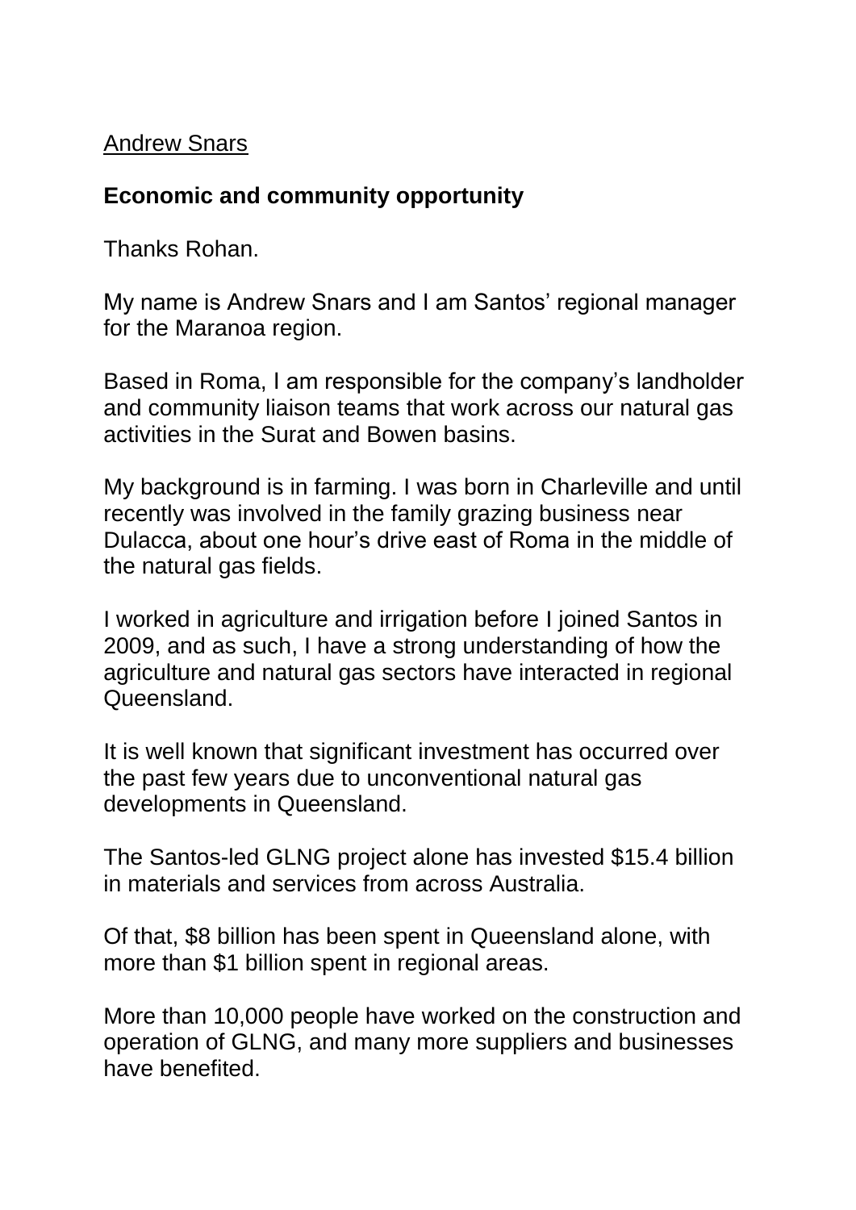Andrew Snars

**Economic and community opportunity**

Thanks Rohan.

My name is Andrew Snars and I am Santos' regional manager for the Maranoa region.

Based in Roma, I am responsible for the company's landholder and community liaison teams that work across our natural gas activities in the Surat and Bowen basins.

My background is in farming. I was born in Charleville and until recently was involved in the family grazing business near Dulacca, about one hour's drive east of Roma in the middle of the natural gas fields.

I worked in agriculture and irrigation before I joined Santos in 2009, and as such, I have a strong understanding of how the agriculture and natural gas sectors have interacted in regional Queensland.

It is well known that significant investment has occurred over the past few years due to unconventional natural gas developments in Queensland.

The Santos-led GLNG project alone has invested $15.4 billion in materials and services from across Australia.

Of that, $8 billion has been spent in Queensland alone, with more than $1 billion spent in regional areas.

More than 10,000 people have worked on the construction and operation of GLNG, and many more suppliers and businesses have benefited.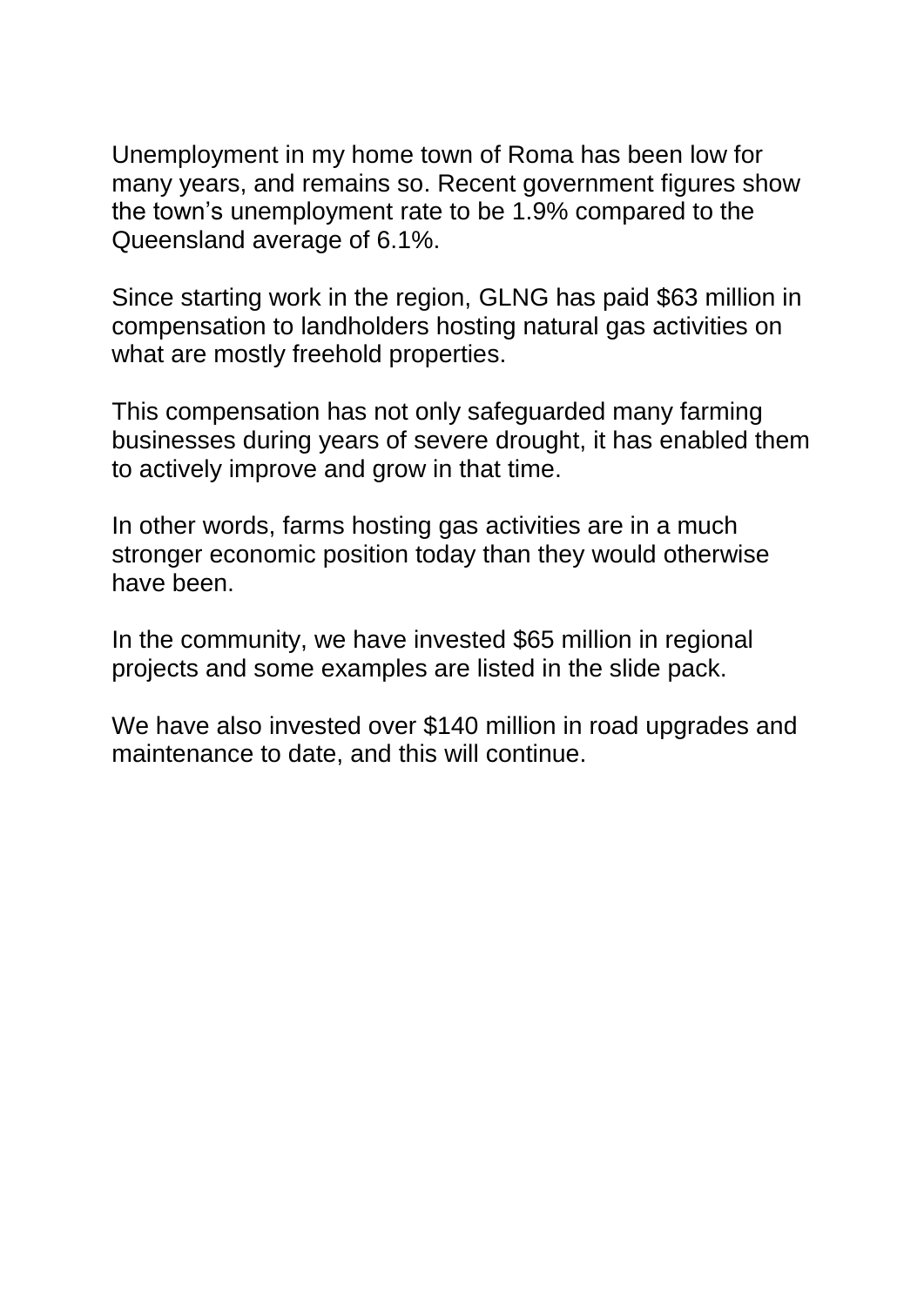Unemployment in my home town of Roma has been low for many years, and remains so. Recent government figures show the town's unemployment rate to be 1.9% compared to the Queensland average of 6.1%.

Since starting work in the region, GLNG has paid $63 million in compensation to landholders hosting natural gas activities on what are mostly freehold properties.

This compensation has not only safeguarded many farming businesses during years of severe drought, it has enabled them to actively improve and grow in that time.

In other words, farms hosting gas activities are in a much stronger economic position today than they would otherwise have been.

In the community, we have invested $65 million in regional projects and some examples are listed in the slide pack.

We have also invested over $140 million in road upgrades and maintenance to date, and this will continue.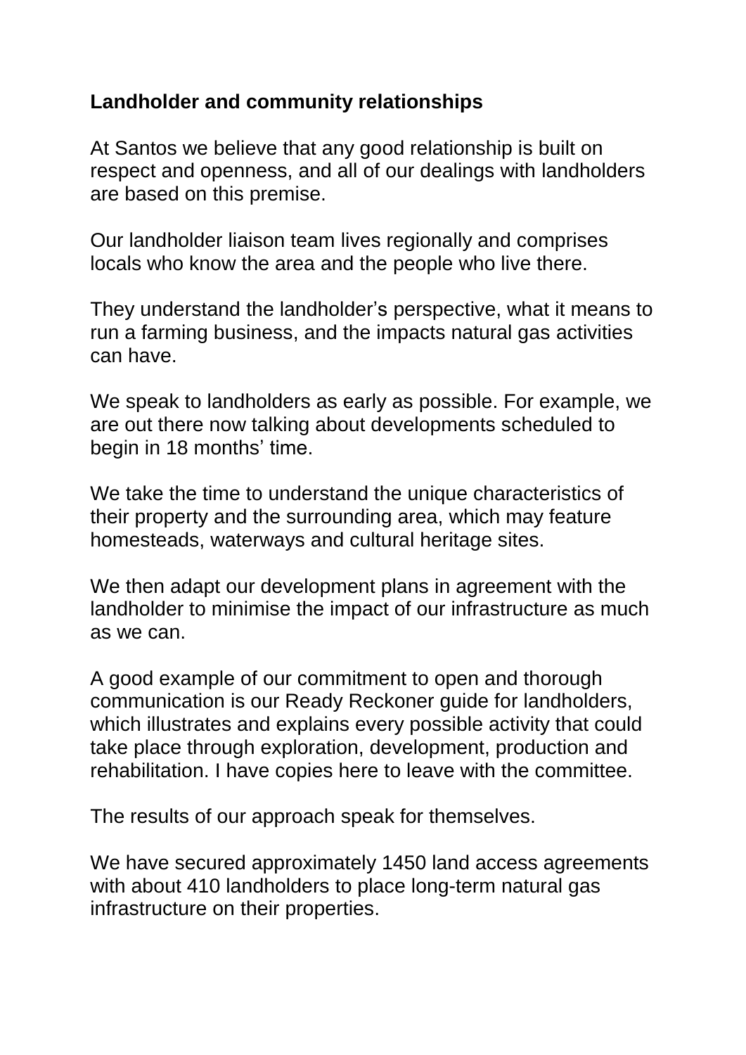**Landholder and community relationships**

At Santos we believe that any good relationship is built on respect and openness, and all of our dealings with landholders are based on this premise.

Our landholder liaison team lives regionally and comprises locals who know the area and the people who live there.

They understand the landholder's perspective, what it means to run a farming business, and the impacts natural gas activities can have.

We speak to landholders as early as possible. For example, we are out there now talking about developments scheduled to begin in 18 months' time.

We take the time to understand the unique characteristics of their property and the surrounding area, which may feature homesteads, waterways and cultural heritage sites.

We then adapt our development plans in agreement with the landholder to minimise the impact of our infrastructure as much as we can.

A good example of our commitment to open and thorough communication is our Ready Reckoner guide for landholders, which illustrates and explains every possible activity that could take place through exploration, development, production and rehabilitation. I have copies here to leave with the committee.

The results of our approach speak for themselves.

We have secured approximately 1450 land access agreements with about 410 landholders to place long-term natural gas infrastructure on their properties.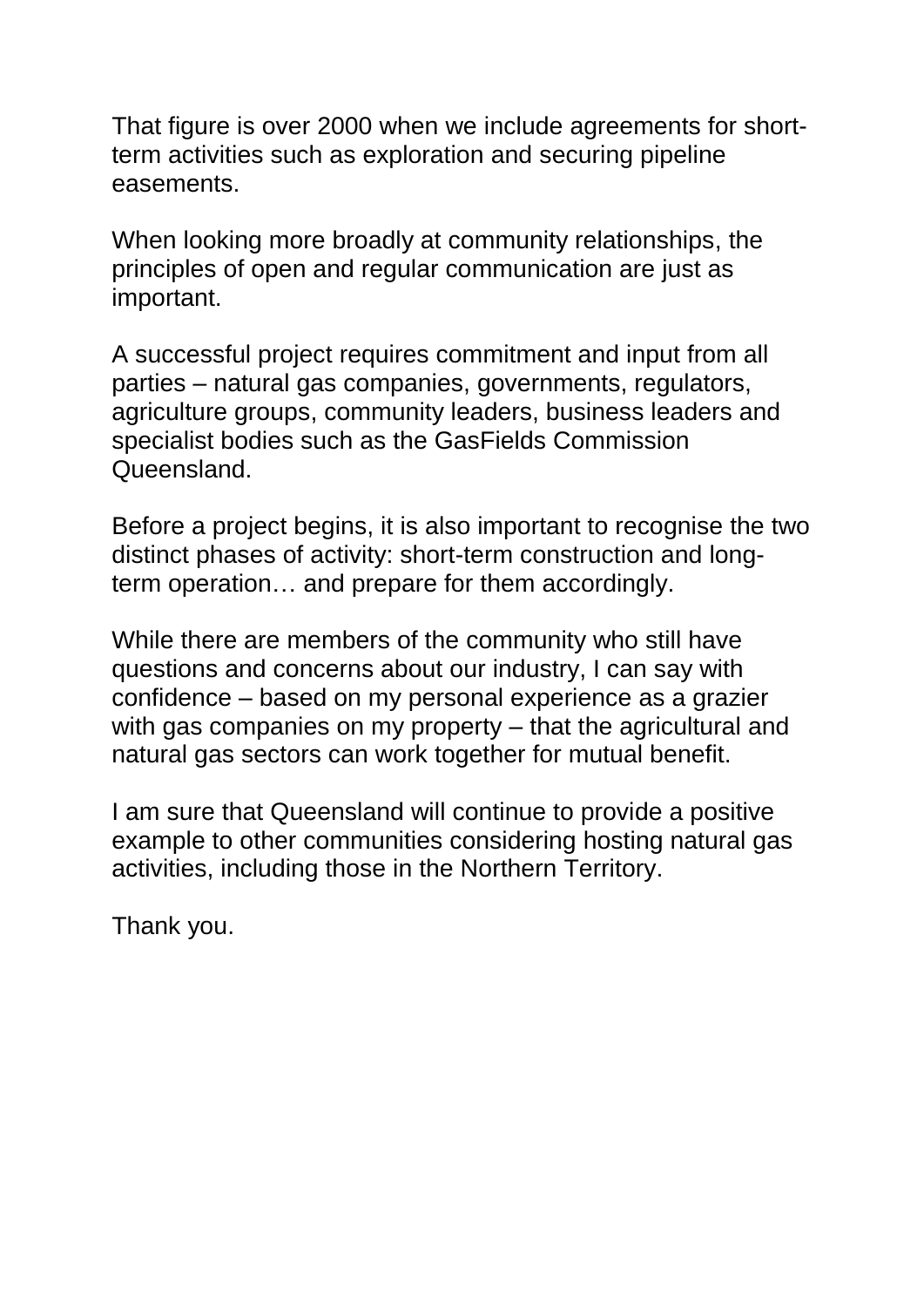That figure is over 2000 when we include agreements for short-term activities such as exploration and securing pipeline easements.

When looking more broadly at community relationships, the principles of open and regular communication are just as important.

A successful project requires commitment and input from all parties – natural gas companies, governments, regulators, agriculture groups, community leaders, business leaders and specialist bodies such as the GasFields Commission Queensland.

Before a project begins, it is also important to recognise the two distinct phases of activity: short-term construction and long-term operation… and prepare for them accordingly.

While there are members of the community who still have questions and concerns about our industry, I can say with confidence – based on my personal experience as a grazier with gas companies on my property – that the agricultural and natural gas sectors can work together for mutual benefit.

I am sure that Queensland will continue to provide a positive example to other communities considering hosting natural gas activities, including those in the Northern Territory.

Thank you.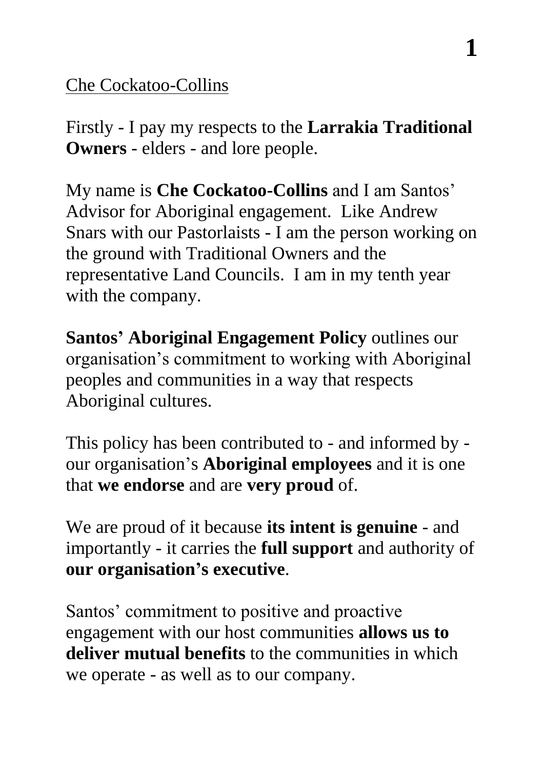Che Cockatoo-Collins

Firstly - I pay my respects to the **Larrakia Traditional Owners** - elders - and lore people.

My name is **Che Cockatoo-Collins** and I am Santos' Advisor for Aboriginal engagement. Like Andrew Snars with our Pastorlaists - I am the person working on the ground with Traditional Owners and the representative Land Councils. I am in my tenth year with the company.

**Santos' Aboriginal Engagement Policy** outlines our organisation's commitment to working with Aboriginal peoples and communities in a way that respects Aboriginal cultures.

This policy has been contributed to - and informed by - our organisation's **Aboriginal employees** and it is one that **we endorse** and are **very proud** of.

We are proud of it because **its intent is genuine** - and importantly - it carries the **full support** and authority of **our organisation's executive**.

Santos' commitment to positive and proactive engagement with our host communities **allows us to deliver mutual benefits** to the communities in which we operate - as well as to our company.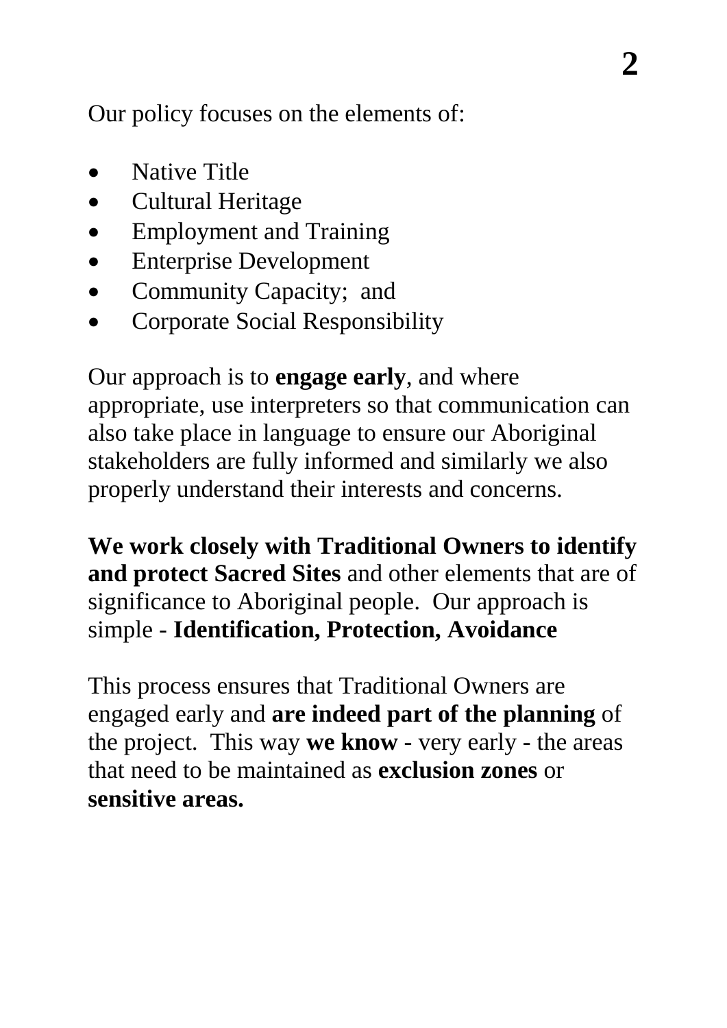Our policy focuses on the elements of:

- Native Title
- Cultural Heritage
- Employment and Training
- Enterprise Development
- Community Capacity; and
- Corporate Social Responsibility

Our approach is to **engage early**, and where appropriate, use interpreters so that communication can also take place in language to ensure our Aboriginal stakeholders are fully informed and similarly we also properly understand their interests and concerns.

**We work closely with Traditional Owners to identify and protect Sacred Sites** and other elements that are of significance to Aboriginal people. Our approach is simple - **Identification, Protection, Avoidance**

This process ensures that Traditional Owners are engaged early and **are indeed part of the planning** of the project. This way **we know** - very early - the areas that need to be maintained as **exclusion zones** or **sensitive areas.**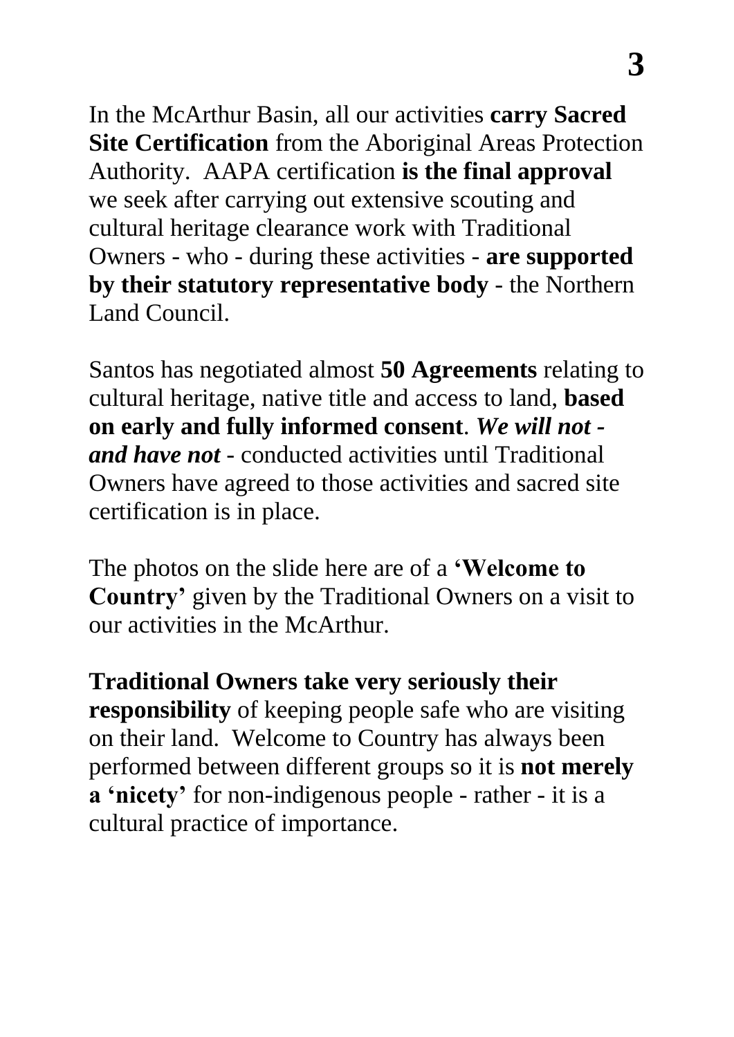In the McArthur Basin, all our activities **carry Sacred Site Certification** from the Aboriginal Areas Protection Authority. AAPA certification **is the final approval** we seek after carrying out extensive scouting and cultural heritage clearance work with Traditional Owners - who - during these activities - **are supported by their statutory representative body** - the Northern Land Council.

Santos has negotiated almost **50 Agreements** relating to cultural heritage, native title and access to land, **based on early and fully informed consent**. ***We will not - and have not*** - conducted activities until Traditional Owners have agreed to those activities and sacred site certification is in place.

The photos on the slide here are of a **'Welcome to Country'** given by the Traditional Owners on a visit to our activities in the McArthur.

**Traditional Owners take very seriously their responsibility** of keeping people safe who are visiting on their land. Welcome to Country has always been performed between different groups so it is **not merely a 'nicety'** for non-indigenous people - rather - it is a cultural practice of importance.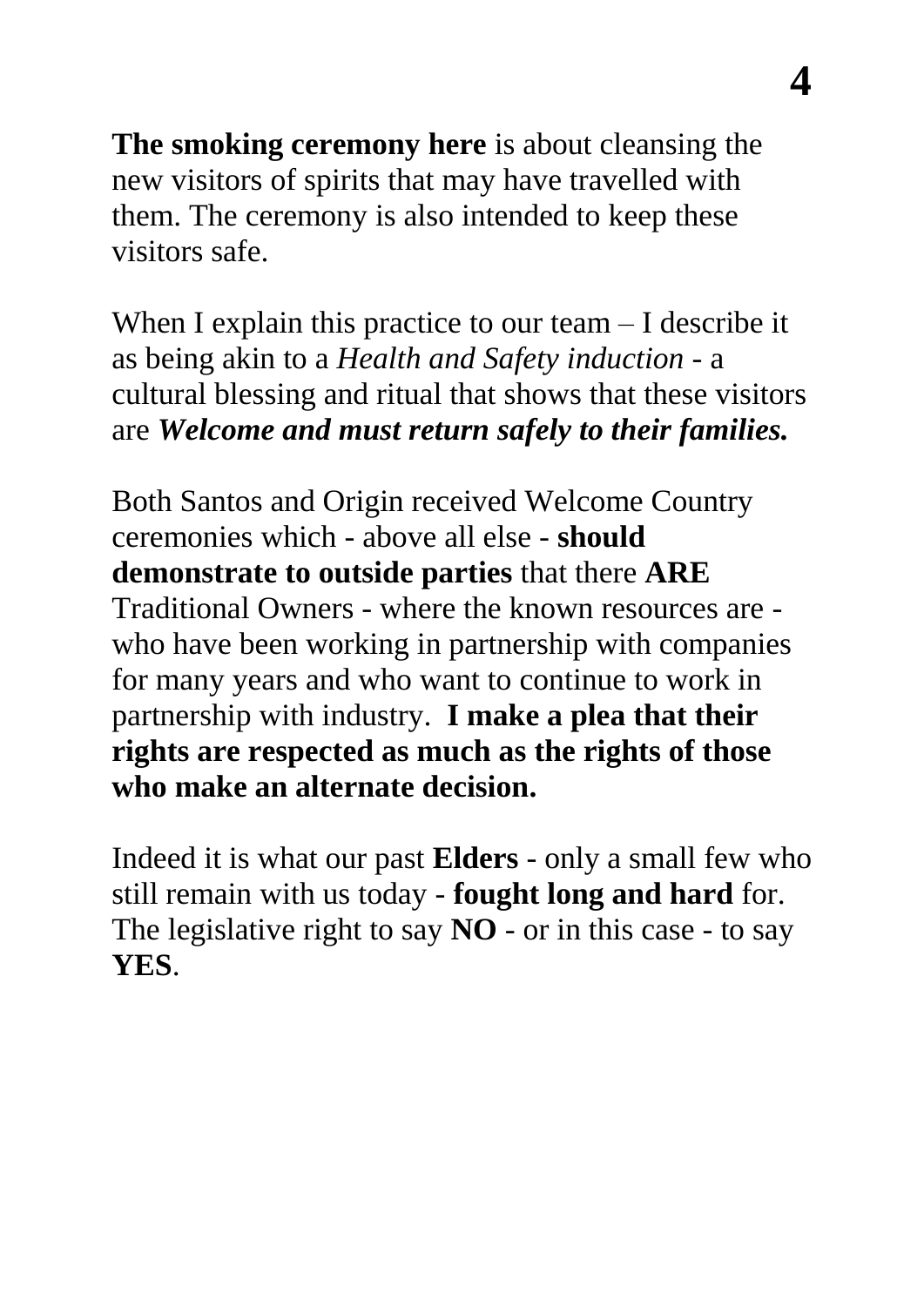**The smoking ceremony here** is about cleansing the new visitors of spirits that may have travelled with them. The ceremony is also intended to keep these visitors safe.

When I explain this practice to our team – I describe it as being akin to a *Health and Safety induction* - a cultural blessing and ritual that shows that these visitors are ***Welcome and must return safely to their families.***

Both Santos and Origin received Welcome Country ceremonies which - above all else - **should demonstrate to outside parties** that there **ARE** Traditional Owners - where the known resources are - who have been working in partnership with companies for many years and who want to continue to work in partnership with industry. **I make a plea that their rights are respected as much as the rights of those who make an alternate decision.**

Indeed it is what our past **Elders** - only a small few who still remain with us today - **fought long and hard** for. The legislative right to say **NO** - or in this case - to say **YES**.